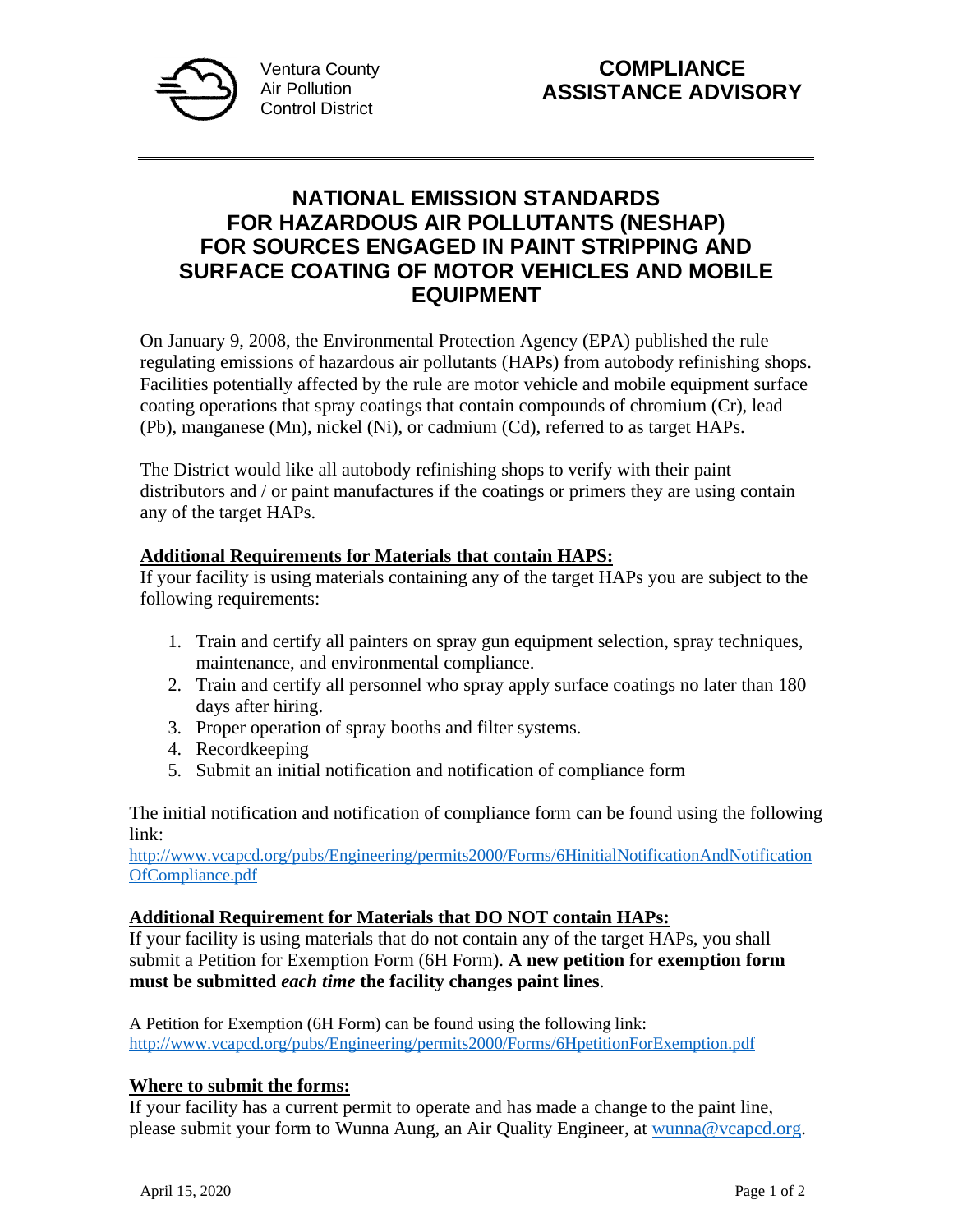Ventura County Air Pollution Control District

# COMPLIANCE ASSISTANCE ADVISORY

## NATIONAL EMISSION STANDARDS FOR HAZARDOUS AIR POLLUTANTS (NESHAP) FOR SOURCES ENGAGED IN PAINT STRIPPING AND SURFACE COATING OF MOTOR VEHICLES AND MOBILE EQUIPMENT

On January 9, 2008, the Environmental Protection Agency (EPA) published the rule regulating emissions of hazardous air pollutants (HAPs) from autobody refinishing shops. Facilities potentially affected by the rule are motor vehicle and mobile equipment surface coating operations that spray coatings that contain compounds of chromium (Cr), lead (Pb), manganese (Mn), nickel (Ni), or cadmium (Cd), referred to as target HAPs.

The District would like all autobody refinishing shops to verify with their paint distributors and / or paint manufactures if the coatings or primers they are using contain any of the target HAPs.

**Additional Requirements for Materials that contain HAPS:**

If your facility is using materials containing any of the target HAPs you are subject to the following requirements:

1. Train and certify all painters on spray gun equipment selection, spray techniques, maintenance, and environmental compliance.
2. Train and certify all personnel who spray apply surface coatings no later than 180 days after hiring.
3. Proper operation of spray booths and filter systems.
4. Recordkeeping
5. Submit an initial notification and notification of compliance form

The initial notification and notification of compliance form can be found using the following link:
http://www.vcapcd.org/pubs/Engineering/permits2000/Forms/6HinitialNotificationAndNotificationOfCompliance.pdf

**Additional Requirement for Materials that DO NOT contain HAPs:**

If your facility is using materials that do not contain any of the target HAPs, you shall submit a Petition for Exemption Form (6H Form). **A new petition for exemption form must be submitted *each time* the facility changes paint lines**.

A Petition for Exemption (6H Form) can be found using the following link:
http://www.vcapcd.org/pubs/Engineering/permits2000/Forms/6HpetitionForExemption.pdf

**Where to submit the forms:**

If your facility has a current permit to operate and has made a change to the paint line, please submit your form to Wunna Aung, an Air Quality Engineer, at wunna@vcapcd.org.

April 15, 2020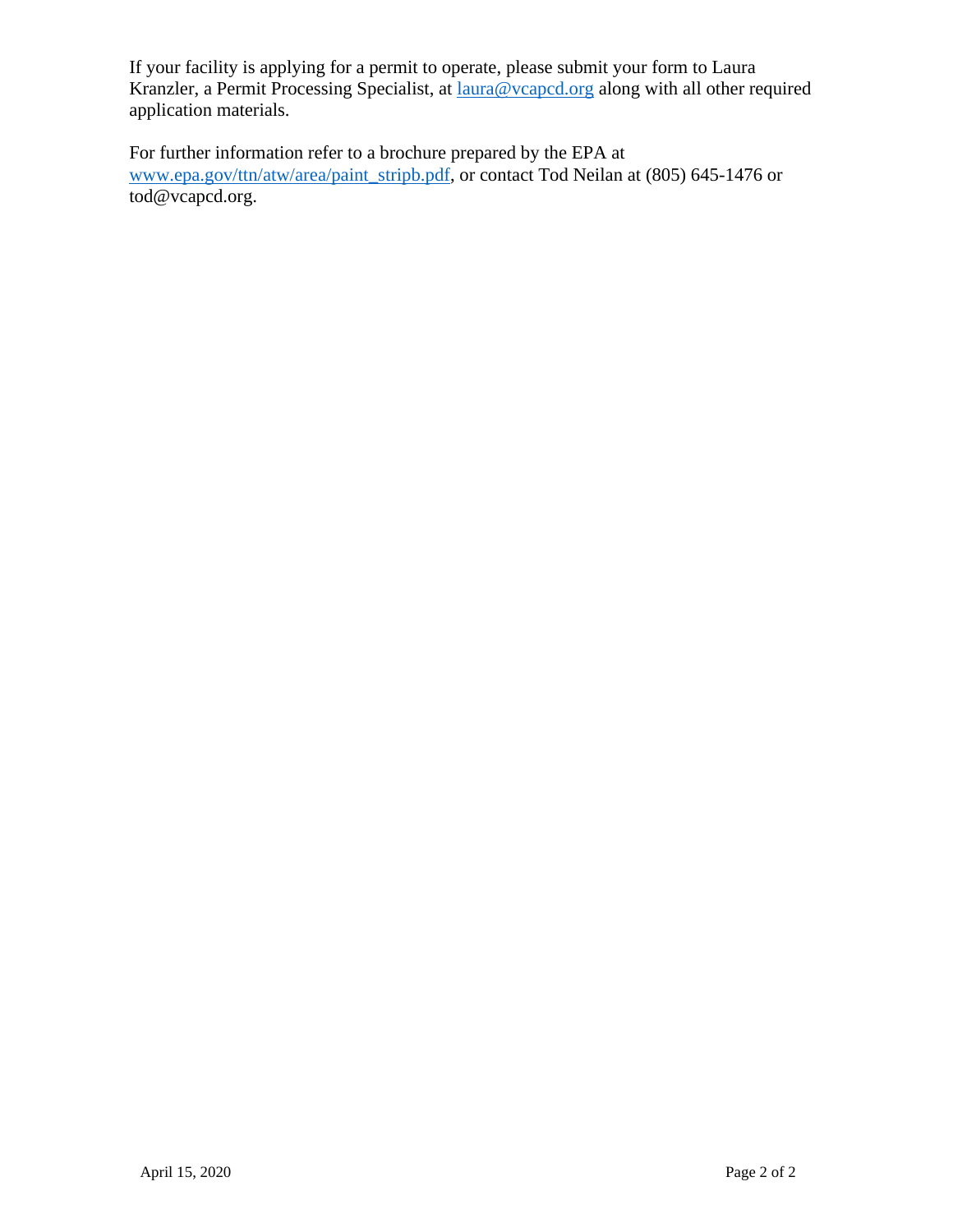If your facility is applying for a permit to operate, please submit your form to Laura Kranzler, a Permit Processing Specialist, at laura@vcapcd.org along with all other required application materials.

For further information refer to a brochure prepared by the EPA at www.epa.gov/ttn/atw/area/paint_stripb.pdf, or contact Tod Neilan at (805) 645-1476 or tod@vcapcd.org.